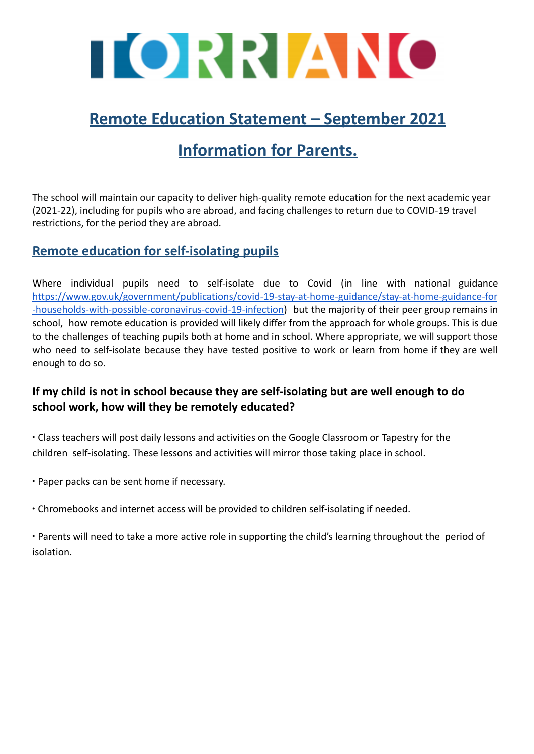# TORRIANO

## Remote Education Statement – September 2021

## Information for Parents.

The school will maintain our capacity to deliver high-quality remote education for the next academic year (2021-22), including for pupils who are abroad, and facing challenges to return due to COVID-19 travel restrictions, for the period they are abroad.

### Remote education for self-isolating pupils

Where individual pupils need to self-isolate due to Covid (in line with national guidance [https://www.gov.uk/government/publications/covid-19-stay-at-home-guidance/stay-at-home-guidance-for-households-with-possible-coronavirus-covid-19-infection](https://www.gov.uk/government/publications/covid-19-stay-at-home-guidance/stay-at-home-guidance-for-households-with-possible-coronavirus-covid-19-infection)) but the majority of their peer group remains in school, how remote education is provided will likely differ from the approach for whole groups. This is due to the challenges of teaching pupils both at home and in school. Where appropriate, we will support those who need to self-isolate because they have tested positive to work or learn from home if they are well enough to do so.

### If my child is not in school because they are self-isolating but are well enough to do school work, how will they be remotely educated?

- Class teachers will post daily lessons and activities on the Google Classroom or Tapestry for the children self-isolating. These lessons and activities will mirror those taking place in school.
- Paper packs can be sent home if necessary.
- Chromebooks and internet access will be provided to children self-isolating if needed.
- Parents will need to take a more active role in supporting the child's learning throughout the period of isolation.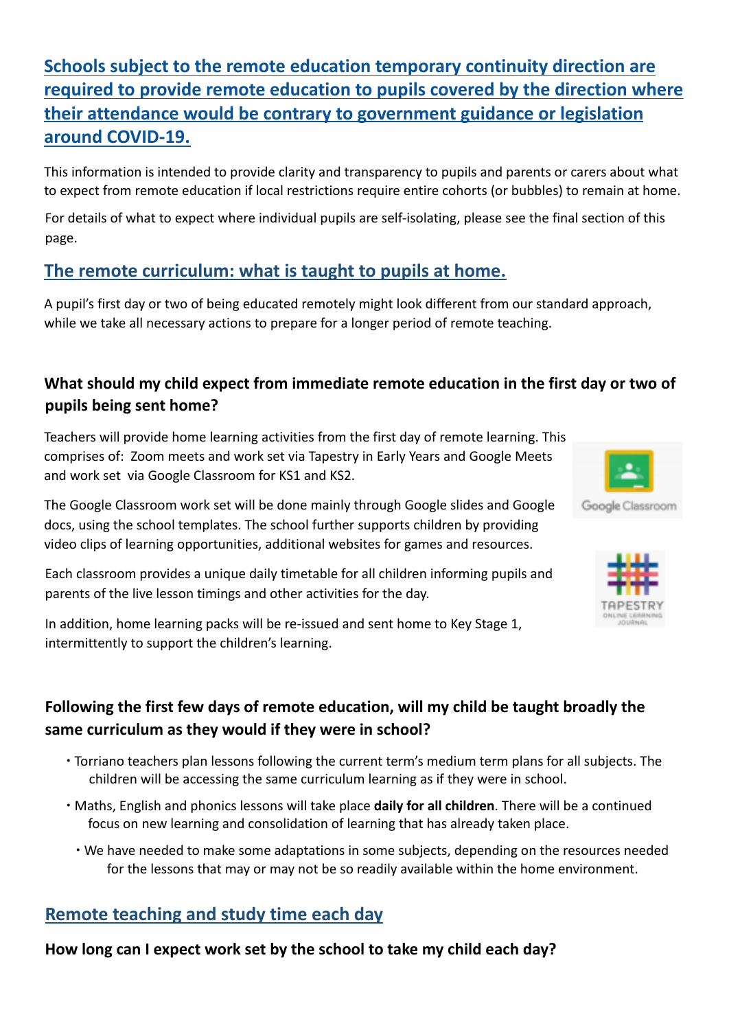## Schools subject to the remote education temporary continuity direction are required to provide remote education to pupils covered by the direction where their attendance would be contrary to government guidance or legislation around COVID-19.

This information is intended to provide clarity and transparency to pupils and parents or carers about what to expect from remote education if local restrictions require entire cohorts (or bubbles) to remain at home.

For details of what to expect where individual pupils are self-isolating, please see the final section of this page.

## The remote curriculum: what is taught to pupils at home.

A pupil's first day or two of being educated remotely might look different from our standard approach, while we take all necessary actions to prepare for a longer period of remote teaching.

### What should my child expect from immediate remote education in the first day or two of pupils being sent home?

Teachers will provide home learning activities from the first day of remote learning. This comprises of: Zoom meets and work set via Tapestry in Early Years and Google Meets and work set via Google Classroom for KS1 and KS2.

The Google Classroom work set will be done mainly through Google slides and Google docs, using the school templates. The school further supports children by providing video clips of learning opportunities, additional websites for games and resources.

Each classroom provides a unique daily timetable for all children informing pupils and parents of the live lesson timings and other activities for the day.

In addition, home learning packs will be re-issued and sent home to Key Stage 1, intermittently to support the children's learning.

### Following the first few days of remote education, will my child be taught broadly the same curriculum as they would if they were in school?

- Torriano teachers plan lessons following the current term's medium term plans for all subjects. The children will be accessing the same curriculum learning as if they were in school.
- Maths, English and phonics lessons will take place **daily for all children**. There will be a continued focus on new learning and consolidation of learning that has already taken place.
- We have needed to make some adaptations in some subjects, depending on the resources needed for the lessons that may or may not be so readily available within the home environment.

## Remote teaching and study time each day

### How long can I expect work set by the school to take my child each day?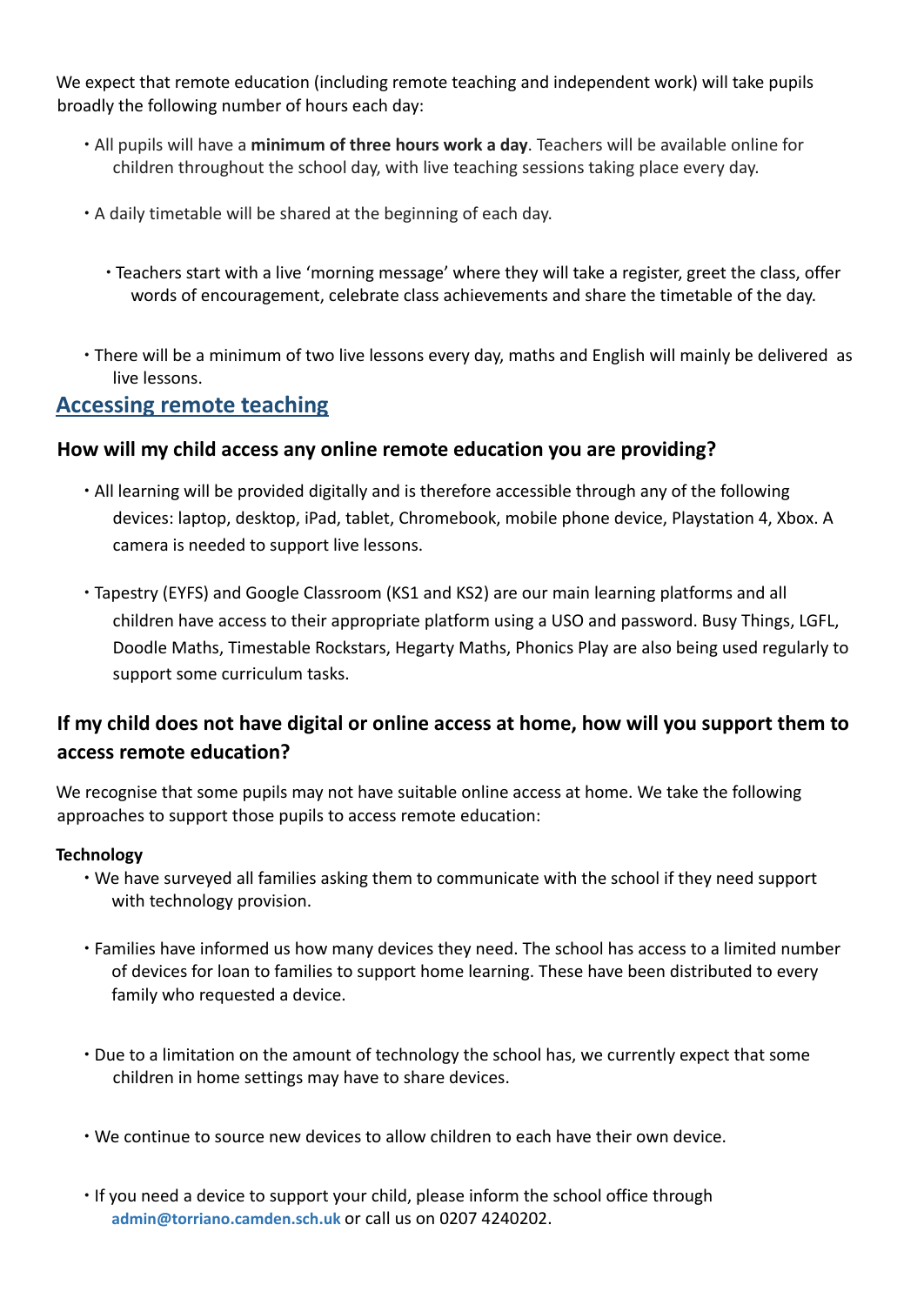We expect that remote education (including remote teaching and independent work) will take pupils broadly the following number of hours each day:

- All pupils will have a **minimum of three hours work a day**. Teachers will be available online for children throughout the school day, with live teaching sessions taking place every day.
- A daily timetable will be shared at the beginning of each day.
  - Teachers start with a live 'morning message' where they will take a register, greet the class, offer words of encouragement, celebrate class achievements and share the timetable of the day.
- There will be a minimum of two live lessons every day, maths and English will mainly be delivered as live lessons.

## Accessing remote teaching

### How will my child access any online remote education you are providing?

- All learning will be provided digitally and is therefore accessible through any of the following devices: laptop, desktop, iPad, tablet, Chromebook, mobile phone device, Playstation 4, Xbox. A camera is needed to support live lessons.
- Tapestry (EYFS) and Google Classroom (KS1 and KS2) are our main learning platforms and all children have access to their appropriate platform using a USO and password. Busy Things, LGFL, Doodle Maths, Timestable Rockstars, Hegarty Maths, Phonics Play are also being used regularly to support some curriculum tasks.

### If my child does not have digital or online access at home, how will you support them to access remote education?

We recognise that some pupils may not have suitable online access at home. We take the following approaches to support those pupils to access remote education:

**Technology**

- We have surveyed all families asking them to communicate with the school if they need support with technology provision.
- Families have informed us how many devices they need. The school has access to a limited number of devices for loan to families to support home learning. These have been distributed to every family who requested a device.
- Due to a limitation on the amount of technology the school has, we currently expect that some children in home settings may have to share devices.
- We continue to source new devices to allow children to each have their own device.
- If you need a device to support your child, please inform the school office through **admin@torriano.camden.sch.uk** or call us on 0207 4240202.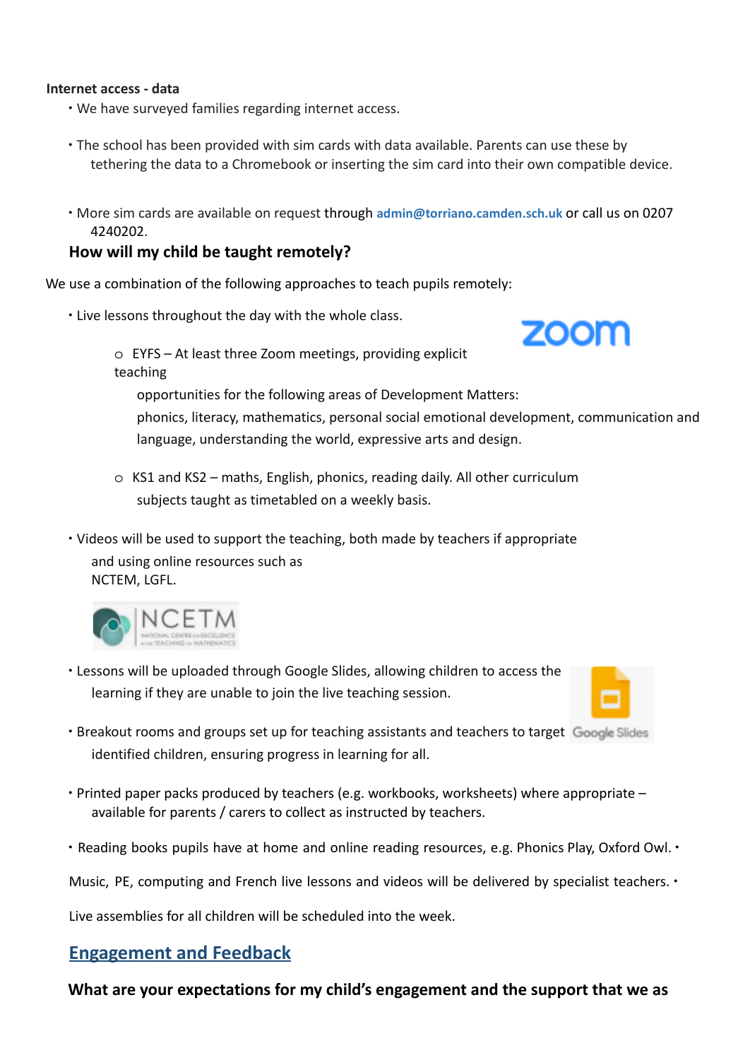**Internet access - data**

- We have surveyed families regarding internet access.
- The school has been provided with sim cards with data available. Parents can use these by tethering the data to a Chromebook or inserting the sim card into their own compatible device.
- More sim cards are available on request through **admin@torriano.camden.sch.uk** or call us on 0207 4240202.

### How will my child be taught remotely?

We use a combination of the following approaches to teach pupils remotely:

- Live lessons throughout the day with the whole class.
    - EYFS – At least three Zoom meetings, providing explicit teaching opportunities for the following areas of Development Matters: phonics, literacy, mathematics, personal social emotional development, communication and language, understanding the world, expressive arts and design.
    - KS1 and KS2 – maths, English, phonics, reading daily. All other curriculum subjects taught as timetabled on a weekly basis.
- Videos will be used to support the teaching, both made by teachers if appropriate and using online resources such as NCTEM, LGFL.
- Lessons will be uploaded through Google Slides, allowing children to access the learning if they are unable to join the live teaching session.
- Breakout rooms and groups set up for teaching assistants and teachers to target identified children, ensuring progress in learning for all.
- Printed paper packs produced by teachers (e.g. workbooks, worksheets) where appropriate – available for parents / carers to collect as instructed by teachers.
- Reading books pupils have at home and online reading resources, e.g. Phonics Play, Oxford Owl.
- Music, PE, computing and French live lessons and videos will be delivered by specialist teachers.
- Live assemblies for all children will be scheduled into the week.

## Engagement and Feedback

### What are your expectations for my child's engagement and the support that we as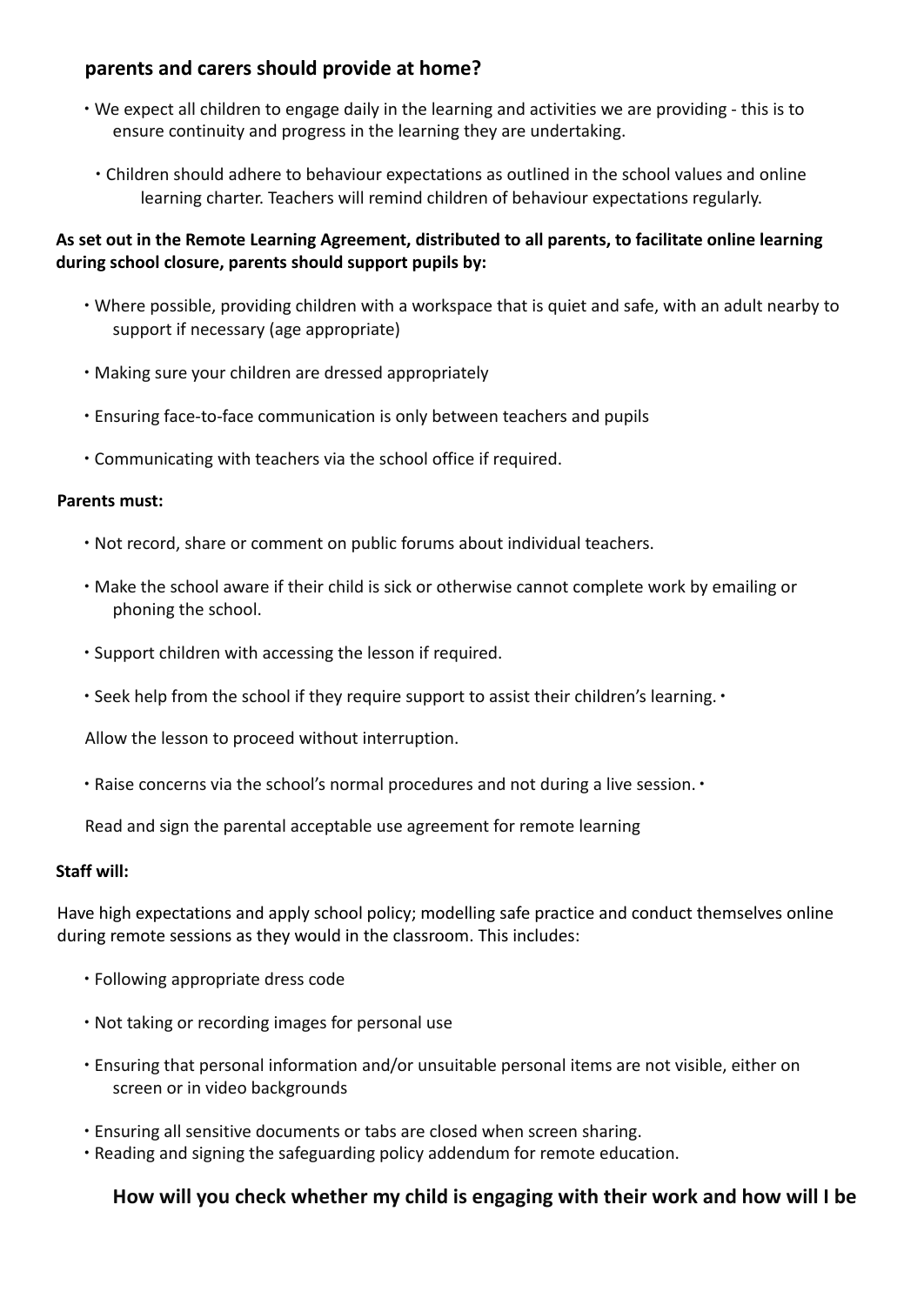## parents and carers should provide at home?

- We expect all children to engage daily in the learning and activities we are providing - this is to ensure continuity and progress in the learning they are undertaking.
- Children should adhere to behaviour expectations as outlined in the school values and online learning charter. Teachers will remind children of behaviour expectations regularly.

**As set out in the Remote Learning Agreement, distributed to all parents, to facilitate online learning during school closure, parents should support pupils by:**

- Where possible, providing children with a workspace that is quiet and safe, with an adult nearby to support if necessary (age appropriate)
- Making sure your children are dressed appropriately
- Ensuring face-to-face communication is only between teachers and pupils
- Communicating with teachers via the school office if required.

**Parents must:**

- Not record, share or comment on public forums about individual teachers.
- Make the school aware if their child is sick or otherwise cannot complete work by emailing or phoning the school.
- Support children with accessing the lesson if required.
- Seek help from the school if they require support to assist their children's learning.
- Allow the lesson to proceed without interruption.
- Raise concerns via the school's normal procedures and not during a live session.
- Read and sign the parental acceptable use agreement for remote learning

**Staff will:**

Have high expectations and apply school policy; modelling safe practice and conduct themselves online during remote sessions as they would in the classroom. This includes:

- Following appropriate dress code
- Not taking or recording images for personal use
- Ensuring that personal information and/or unsuitable personal items are not visible, either on screen or in video backgrounds
- Ensuring all sensitive documents or tabs are closed when screen sharing.
- Reading and signing the safeguarding policy addendum for remote education.

## How will you check whether my child is engaging with their work and how will I be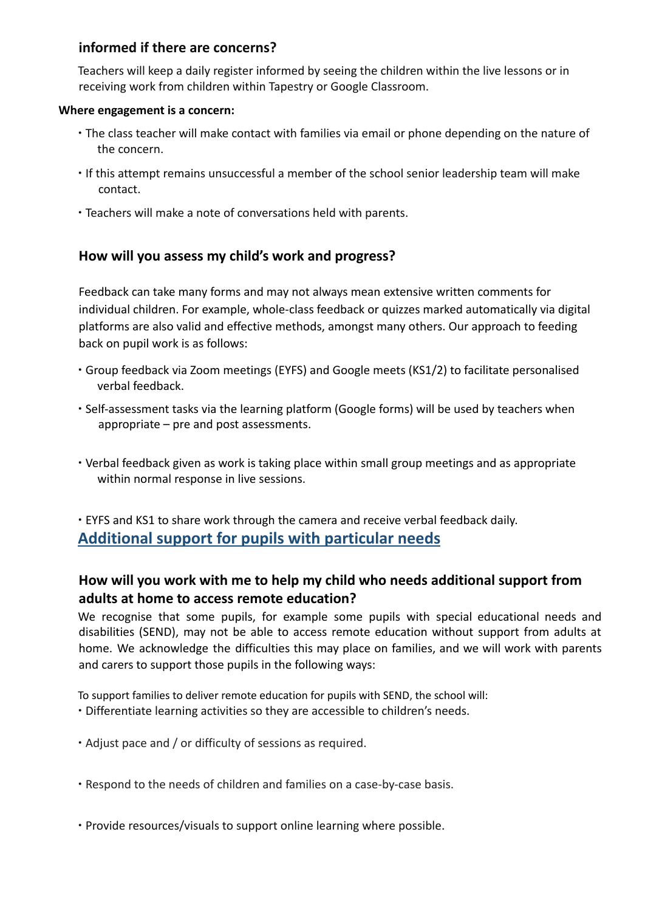### informed if there are concerns?

Teachers will keep a daily register informed by seeing the children within the live lessons or in receiving work from children within Tapestry or Google Classroom.

**Where engagement is a concern:**

- The class teacher will make contact with families via email or phone depending on the nature of the concern.
- If this attempt remains unsuccessful a member of the school senior leadership team will make contact.
- Teachers will make a note of conversations held with parents.

### How will you assess my child's work and progress?

Feedback can take many forms and may not always mean extensive written comments for individual children. For example, whole-class feedback or quizzes marked automatically via digital platforms are also valid and effective methods, amongst many others. Our approach to feeding back on pupil work is as follows:

- Group feedback via Zoom meetings (EYFS) and Google meets (KS1/2) to facilitate personalised verbal feedback.
- Self-assessment tasks via the learning platform (Google forms) will be used by teachers when appropriate – pre and post assessments.
- Verbal feedback given as work is taking place within small group meetings and as appropriate within normal response in live sessions.
- EYFS and KS1 to share work through the camera and receive verbal feedback daily.

## Additional support for pupils with particular needs

### How will you work with me to help my child who needs additional support from adults at home to access remote education?

We recognise that some pupils, for example some pupils with special educational needs and disabilities (SEND), may not be able to access remote education without support from adults at home. We acknowledge the difficulties this may place on families, and we will work with parents and carers to support those pupils in the following ways:

To support families to deliver remote education for pupils with SEND, the school will:

- Differentiate learning activities so they are accessible to children's needs.
- Adjust pace and / or difficulty of sessions as required.
- Respond to the needs of children and families on a case-by-case basis.
- Provide resources/visuals to support online learning where possible.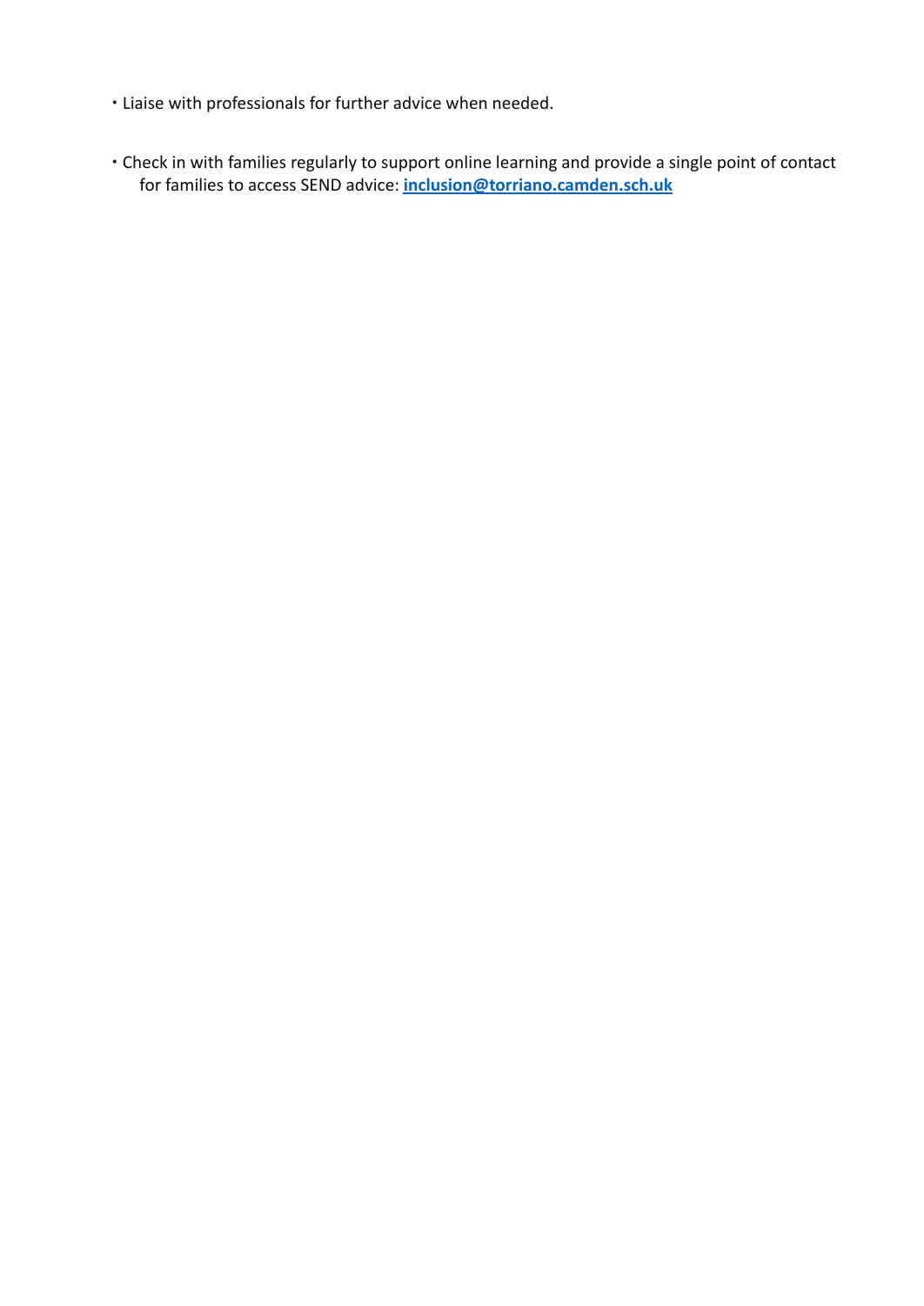- Liaise with professionals for further advice when needed.

- Check in with families regularly to support online learning and provide a single point of contact for families to access SEND advice: **inclusion@torriano.camden.sch.uk**